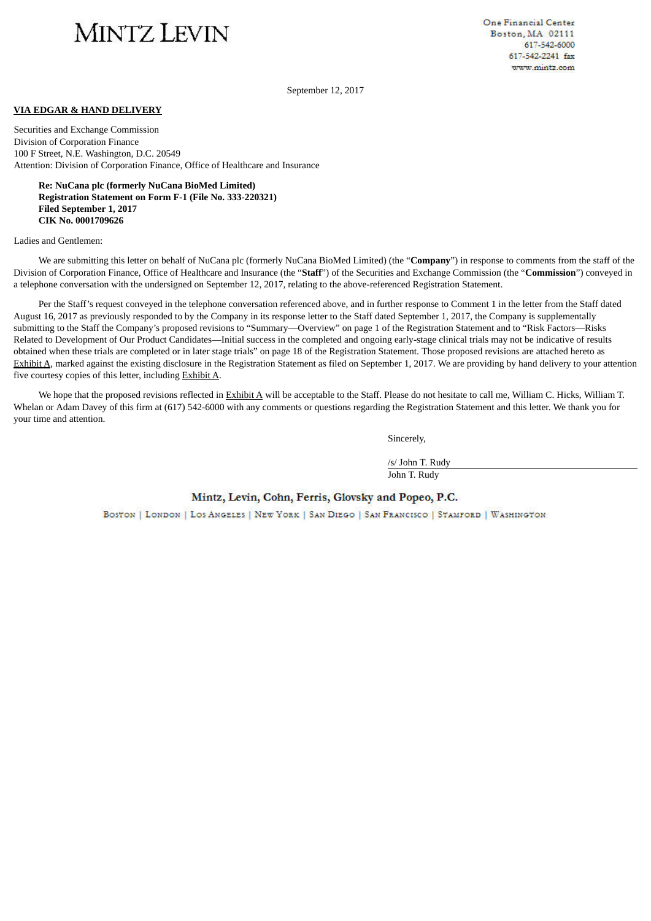MINTZ LEVIN

One Financial Center
Boston, MA 02111
617-542-6000
617-542-2241 fax
www.mintz.com

September 12, 2017

**VIA EDGAR & HAND DELIVERY**

Securities and Exchange Commission
Division of Corporation Finance
100 F Street, N.E. Washington, D.C. 20549
Attention: Division of Corporation Finance, Office of Healthcare and Insurance

**Re: NuCana plc (formerly NuCana BioMed Limited)**
**Registration Statement on Form F-1 (File No. 333-220321)**
**Filed September 1, 2017**
**CIK No. 0001709626**

Ladies and Gentlemen:

We are submitting this letter on behalf of NuCana plc (formerly NuCana BioMed Limited) (the "**Company**") in response to comments from the staff of the Division of Corporation Finance, Office of Healthcare and Insurance (the "**Staff**") of the Securities and Exchange Commission (the "**Commission**") conveyed in a telephone conversation with the undersigned on September 12, 2017, relating to the above-referenced Registration Statement.

Per the Staff's request conveyed in the telephone conversation referenced above, and in further response to Comment 1 in the letter from the Staff dated August 16, 2017 as previously responded to by the Company in its response letter to the Staff dated September 1, 2017, the Company is supplementally submitting to the Staff the Company's proposed revisions to "Summary—Overview" on page 1 of the Registration Statement and to "Risk Factors—Risks Related to Development of Our Product Candidates—Initial success in the completed and ongoing early-stage clinical trials may not be indicative of results obtained when these trials are completed or in later stage trials" on page 18 of the Registration Statement. Those proposed revisions are attached hereto as Exhibit A, marked against the existing disclosure in the Registration Statement as filed on September 1, 2017. We are providing by hand delivery to your attention five courtesy copies of this letter, including Exhibit A.

We hope that the proposed revisions reflected in Exhibit A will be acceptable to the Staff. Please do not hesitate to call me, William C. Hicks, William T. Whelan or Adam Davey of this firm at (617) 542-6000 with any comments or questions regarding the Registration Statement and this letter. We thank you for your time and attention.

Sincerely,

/s/ John T. Rudy
John T. Rudy

Mintz, Levin, Cohn, Ferris, Glovsky and Popeo, P.C.

BOSTON | LONDON | LOS ANGELES | NEW YORK | SAN DIEGO | SAN FRANCISCO | STAMFORD | WASHINGTON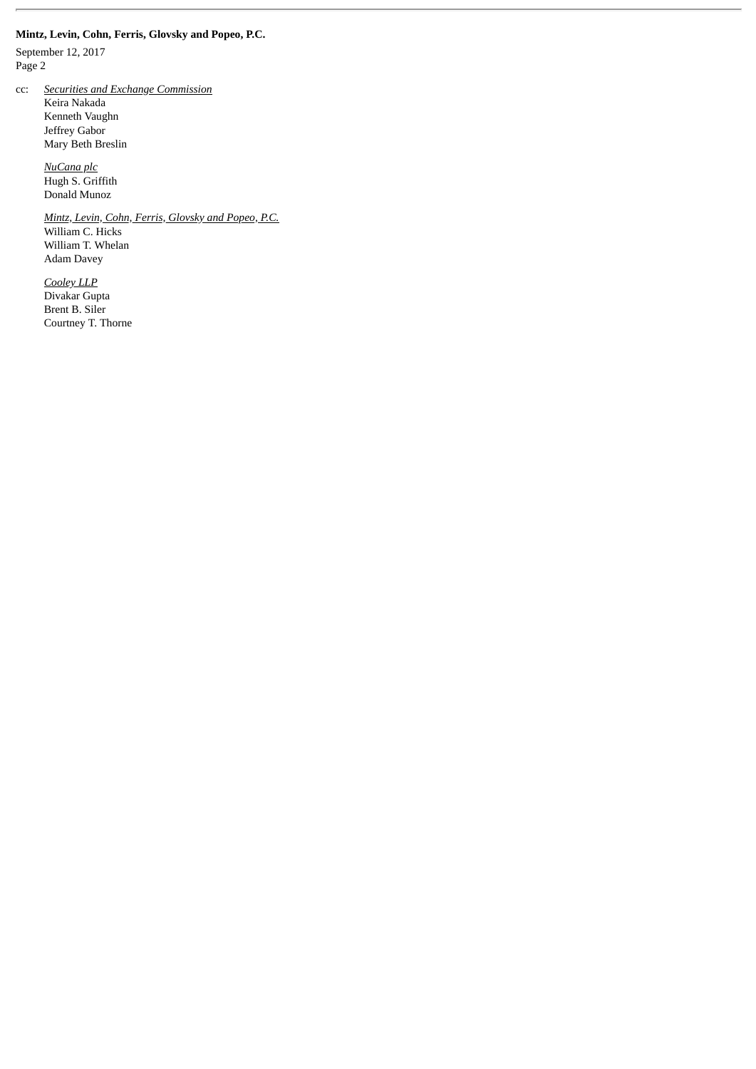cc: *Securities and Exchange Commission*
Keira Nakada
Kenneth Vaughn
Jeffrey Gabor
Mary Beth Breslin

*NuCana plc*
Hugh S. Griffith
Donald Munoz

*Mintz, Levin, Cohn, Ferris, Glovsky and Popeo, P.C.*
William C. Hicks
William T. Whelan
Adam Davey

*Cooley LLP*
Divakar Gupta
Brent B. Siler
Courtney T. Thorne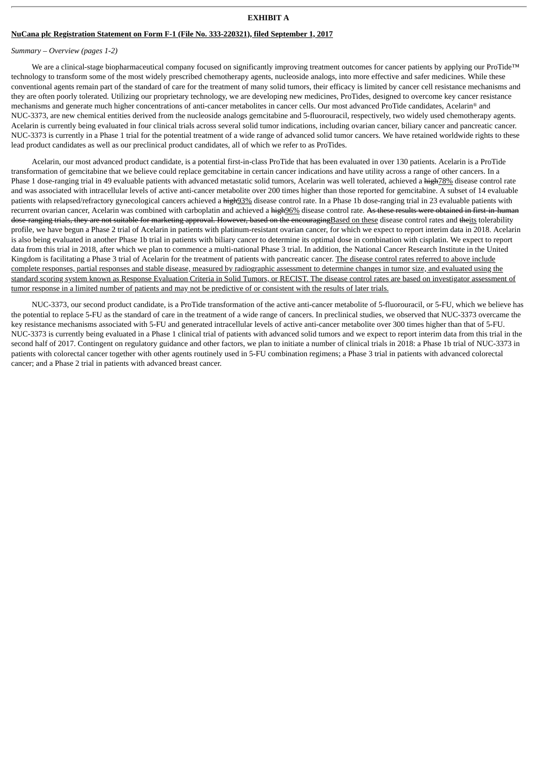**EXHIBIT A**

**<u>NuCana plc Registration Statement on Form F-1 (File No. 333-220321), filed September 1, 2017</u>**

*Summary – Overview (pages 1-2)*

We are a clinical-stage biopharmaceutical company focused on significantly improving treatment outcomes for cancer patients by applying our ProTide™ technology to transform some of the most widely prescribed chemotherapy agents, nucleoside analogs, into more effective and safer medicines. While these conventional agents remain part of the standard of care for the treatment of many solid tumors, their efficacy is limited by cancer cell resistance mechanisms and they are often poorly tolerated. Utilizing our proprietary technology, we are developing new medicines, ProTides, designed to overcome key cancer resistance mechanisms and generate much higher concentrations of anti-cancer metabolites in cancer cells. Our most advanced ProTide candidates, Acelarin® and NUC-3373, are new chemical entities derived from the nucleoside analogs gemcitabine and 5-fluorouracil, respectively, two widely used chemotherapy agents. Acelarin is currently being evaluated in four clinical trials across several solid tumor indications, including ovarian cancer, biliary cancer and pancreatic cancer. NUC-3373 is currently in a Phase 1 trial for the potential treatment of a wide range of advanced solid tumor cancers. We have retained worldwide rights to these lead product candidates as well as our preclinical product candidates, all of which we refer to as ProTides.

Acelarin, our most advanced product candidate, is a potential first-in-class ProTide that has been evaluated in over 130 patients. Acelarin is a ProTide transformation of gemcitabine that we believe could replace gemcitabine in certain cancer indications and have utility across a range of other cancers. In a Phase 1 dose-ranging trial in 49 evaluable patients with advanced metastatic solid tumors, Acelarin was well tolerated, achieved a ~~high~~<u>78%</u> disease control rate and was associated with intracellular levels of active anti-cancer metabolite over 200 times higher than those reported for gemcitabine. A subset of 14 evaluable patients with relapsed/refractory gynecological cancers achieved a ~~high~~<u>93%</u> disease control rate. In a Phase 1b dose-ranging trial in 23 evaluable patients with recurrent ovarian cancer, Acelarin was combined with carboplatin and achieved a ~~high~~<u>96%</u> disease control rate. ~~As these results were obtained in first-in-human dose-ranging trials, they are not suitable for marketing approval. However, based on the encouraging~~<u>Based on these</u> disease control rates and ~~the~~<u>its</u> tolerability profile, we have begun a Phase 2 trial of Acelarin in patients with platinum-resistant ovarian cancer, for which we expect to report interim data in 2018. Acelarin is also being evaluated in another Phase 1b trial in patients with biliary cancer to determine its optimal dose in combination with cisplatin. We expect to report data from this trial in 2018, after which we plan to commence a multi-national Phase 3 trial. In addition, the National Cancer Research Institute in the United Kingdom is facilitating a Phase 3 trial of Acelarin for the treatment of patients with pancreatic cancer. <u>The disease control rates referred to above include complete responses, partial responses and stable disease, measured by radiographic assessment to determine changes in tumor size, and evaluated using the standard scoring system known as Response Evaluation Criteria in Solid Tumors, or RECIST. The disease control rates are based on investigator assessment of tumor response in a limited number of patients and may not be predictive of or consistent with the results of later trials.</u>

NUC-3373, our second product candidate, is a ProTide transformation of the active anti-cancer metabolite of 5-fluorouracil, or 5-FU, which we believe has the potential to replace 5-FU as the standard of care in the treatment of a wide range of cancers. In preclinical studies, we observed that NUC-3373 overcame the key resistance mechanisms associated with 5-FU and generated intracellular levels of active anti-cancer metabolite over 300 times higher than that of 5-FU. NUC-3373 is currently being evaluated in a Phase 1 clinical trial of patients with advanced solid tumors and we expect to report interim data from this trial in the second half of 2017. Contingent on regulatory guidance and other factors, we plan to initiate a number of clinical trials in 2018: a Phase 1b trial of NUC-3373 in patients with colorectal cancer together with other agents routinely used in 5-FU combination regimens; a Phase 3 trial in patients with advanced colorectal cancer; and a Phase 2 trial in patients with advanced breast cancer.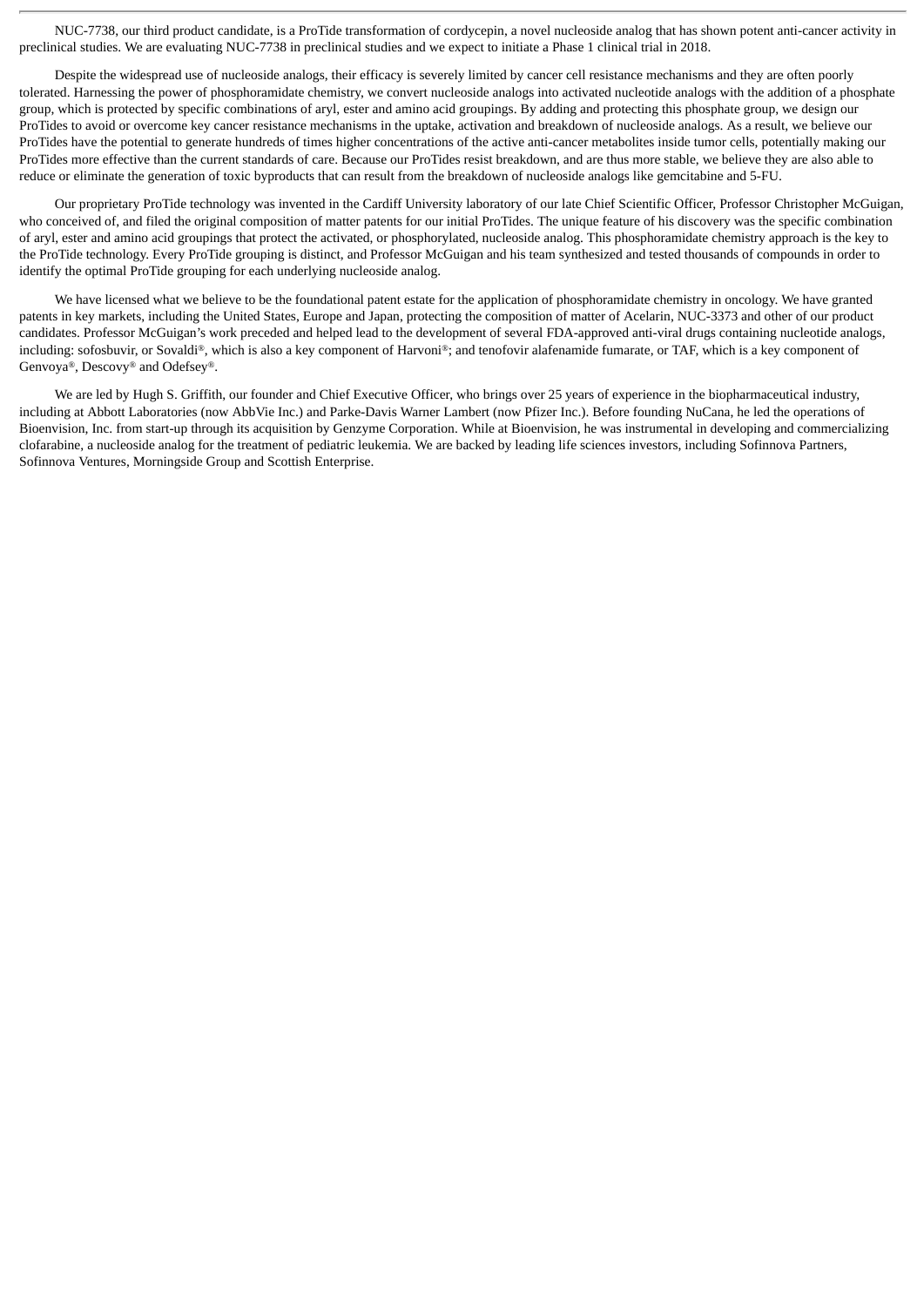NUC-7738, our third product candidate, is a ProTide transformation of cordycepin, a novel nucleoside analog that has shown potent anti-cancer activity in preclinical studies. We are evaluating NUC-7738 in preclinical studies and we expect to initiate a Phase 1 clinical trial in 2018.

Despite the widespread use of nucleoside analogs, their efficacy is severely limited by cancer cell resistance mechanisms and they are often poorly tolerated. Harnessing the power of phosphoramidate chemistry, we convert nucleoside analogs into activated nucleotide analogs with the addition of a phosphate group, which is protected by specific combinations of aryl, ester and amino acid groupings. By adding and protecting this phosphate group, we design our ProTides to avoid or overcome key cancer resistance mechanisms in the uptake, activation and breakdown of nucleoside analogs. As a result, we believe our ProTides have the potential to generate hundreds of times higher concentrations of the active anti-cancer metabolites inside tumor cells, potentially making our ProTides more effective than the current standards of care. Because our ProTides resist breakdown, and are thus more stable, we believe they are also able to reduce or eliminate the generation of toxic byproducts that can result from the breakdown of nucleoside analogs like gemcitabine and 5-FU.

Our proprietary ProTide technology was invented in the Cardiff University laboratory of our late Chief Scientific Officer, Professor Christopher McGuigan, who conceived of, and filed the original composition of matter patents for our initial ProTides. The unique feature of his discovery was the specific combination of aryl, ester and amino acid groupings that protect the activated, or phosphorylated, nucleoside analog. This phosphoramidate chemistry approach is the key to the ProTide technology. Every ProTide grouping is distinct, and Professor McGuigan and his team synthesized and tested thousands of compounds in order to identify the optimal ProTide grouping for each underlying nucleoside analog.

We have licensed what we believe to be the foundational patent estate for the application of phosphoramidate chemistry in oncology. We have granted patents in key markets, including the United States, Europe and Japan, protecting the composition of matter of Acelarin, NUC-3373 and other of our product candidates. Professor McGuigan's work preceded and helped lead to the development of several FDA-approved anti-viral drugs containing nucleotide analogs, including: sofosbuvir, or Sovaldi®, which is also a key component of Harvoni®; and tenofovir alafenamide fumarate, or TAF, which is a key component of Genvoya®, Descovy® and Odefsey®.

We are led by Hugh S. Griffith, our founder and Chief Executive Officer, who brings over 25 years of experience in the biopharmaceutical industry, including at Abbott Laboratories (now AbbVie Inc.) and Parke-Davis Warner Lambert (now Pfizer Inc.). Before founding NuCana, he led the operations of Bioenvision, Inc. from start-up through its acquisition by Genzyme Corporation. While at Bioenvision, he was instrumental in developing and commercializing clofarabine, a nucleoside analog for the treatment of pediatric leukemia. We are backed by leading life sciences investors, including Sofinnova Partners, Sofinnova Ventures, Morningside Group and Scottish Enterprise.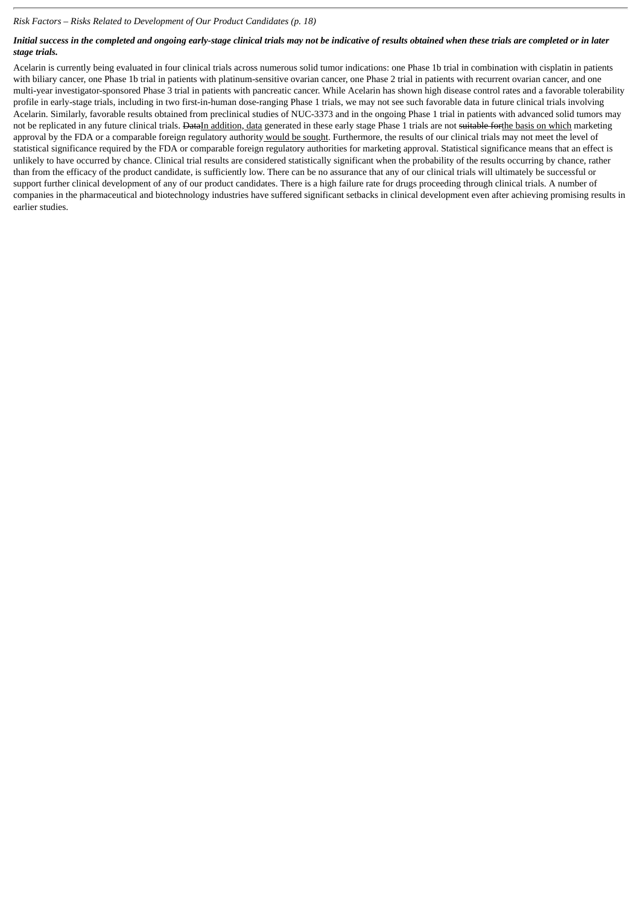*Risk Factors – Risks Related to Development of Our Product Candidates (p. 18)*

***Initial success in the completed and ongoing early-stage clinical trials may not be indicative of results obtained when these trials are completed or in later stage trials.***

Acelarin is currently being evaluated in four clinical trials across numerous solid tumor indications: one Phase 1b trial in combination with cisplatin in patients with biliary cancer, one Phase 1b trial in patients with platinum-sensitive ovarian cancer, one Phase 2 trial in patients with recurrent ovarian cancer, and one multi-year investigator-sponsored Phase 3 trial in patients with pancreatic cancer. While Acelarin has shown high disease control rates and a favorable tolerability profile in early-stage trials, including in two first-in-human dose-ranging Phase 1 trials, we may not see such favorable data in future clinical trials involving Acelarin. Similarly, favorable results obtained from preclinical studies of NUC-3373 and in the ongoing Phase 1 trial in patients with advanced solid tumors may not be replicated in any future clinical trials. ~~Data~~<ins>In addition, data</ins> generated in these early stage Phase 1 trials are not ~~suitable for~~<ins>the basis on which</ins> marketing approval by the FDA or a comparable foreign regulatory authority<ins> would be sought</ins>. Furthermore, the results of our clinical trials may not meet the level of statistical significance required by the FDA or comparable foreign regulatory authorities for marketing approval. Statistical significance means that an effect is unlikely to have occurred by chance. Clinical trial results are considered statistically significant when the probability of the results occurring by chance, rather than from the efficacy of the product candidate, is sufficiently low. There can be no assurance that any of our clinical trials will ultimately be successful or support further clinical development of any of our product candidates. There is a high failure rate for drugs proceeding through clinical trials. A number of companies in the pharmaceutical and biotechnology industries have suffered significant setbacks in clinical development even after achieving promising results in earlier studies.